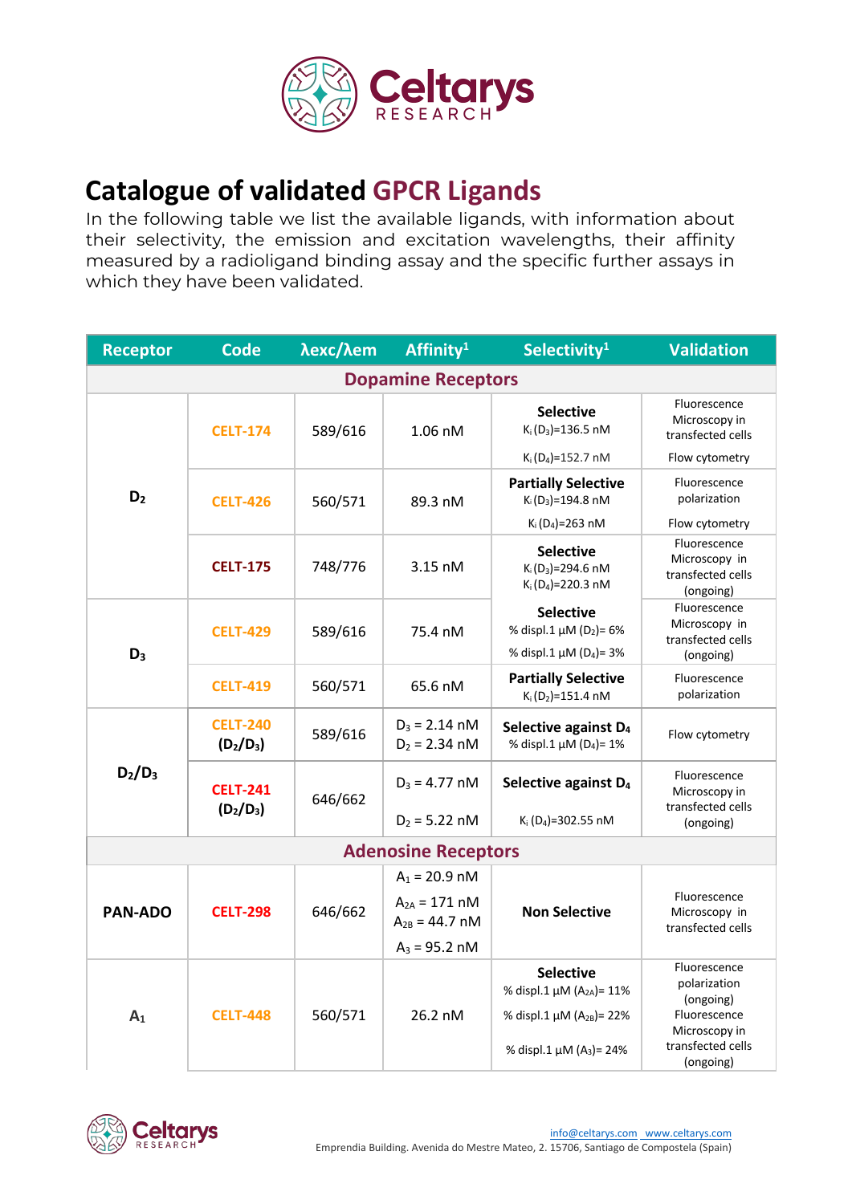# Catalogue of validated GPCR Ligands

In the following table we list the available ligands, with information about their selectivity, the emission and excitation wavelengths, their affinity measured by a radioligand binding assay and the specific further assays in which they have been validated.

| Receptor | Code | λexc/λem | Affinity[1] | Selectivity[1] | Validation |
|---|---|---|---|---|---|
| **Dopamine Receptors** | | | | | |
| $D_2$ | CELT-174 | 589/616 | 1.06 nM | **Selective** $K_i$ ($D_3$)=136.5 nM $K_i$ ($D_4$)=152.7 nM | Fluorescence Microscopy in transfected cells; Flow cytometry |
| | CELT-426 | 560/571 | 89.3 nM | **Partially Selective** $K_i$ ($D_3$)=194.8 nM $K_i$ ($D_4$)=263 nM | Fluorescence polarization; Flow cytometry |
| | CELT-175 | 748/776 | 3.15 nM | **Selective** $K_i$ ($D_3$)=294.6 nM $K_i$ ($D_4$)=220.3 nM | Fluorescence Microscopy in transfected cells (ongoing) |
| $D_3$ | CELT-429 | 589/616 | 75.4 nM | **Selective** % displ.1 µM ($D_2$)= 6% % displ.1 µM ($D_4$)= 3% | Fluorescence Microscopy in transfected cells (ongoing) |
| | CELT-419 | 560/571 | 65.6 nM | **Partially Selective** $K_i$ ($D_2$)=151.4 nM | Fluorescence polarization |
| $D_2$/$D_3$ | CELT-240 ($D_2$/$D_3$) | 589/616 | $D_3$ = 2.14 nM $D_2$ = 2.34 nM | **Selective against $D_4$** % displ.1 µM ($D_4$)= 1% | Flow cytometry |
| | CELT-241 ($D_2$/$D_3$) | 646/662 | $D_3$ = 4.77 nM $D_2$ = 5.22 nM | **Selective against $D_4$** $K_i$ ($D_4$)=302.55 nM | Fluorescence Microscopy in transfected cells (ongoing) |
| **Adenosine Receptors** | | | | | |
| PAN-ADO | CELT-298 | 646/662 | $A_1$ = 20.9 nM $A_{2A}$ = 171 nM $A_{2B}$ = 44.7 nM $A_3$ = 95.2 nM | **Non Selective** | Fluorescence Microscopy in transfected cells |
| $A_1$ | CELT-448 | 560/571 | 26.2 nM | **Selective** % displ.1 µM ($A_{2A}$)= 11% % displ.1 µM ($A_{2B}$)= 22% % displ.1 µM ($A_3$)= 24% | Fluorescence polarization (ongoing); Fluorescence Microscopy in transfected cells (ongoing) |

info@celtarys.com www.celtarys.com
Emprendia Building. Avenida do Mestre Mateo, 2. 15706, Santiago de Compostela (Spain)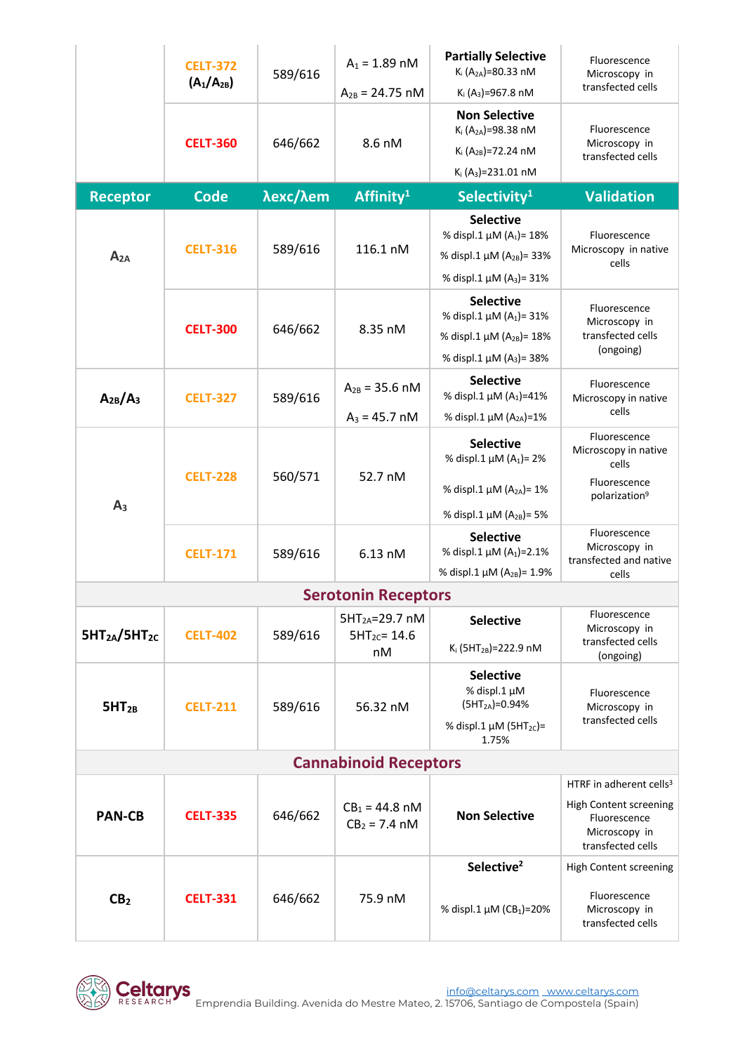| | | | | | |
|---|---|---|---|---|---|
| | CELT-372 ($A_1$/$A_{2B}$) | 589/616 | $A_1$ = 1.89 nM<br>$A_{2B}$ = 24.75 nM | **Partially Selective**<br>$K_i$ ($A_{2A}$)=80.33 nM<br>$K_i$ ($A_3$)=967.8 nM | Fluorescence Microscopy in transfected cells |
| | CELT-360 | 646/662 | 8.6 nM | **Non Selective**<br>$K_i$ ($A_{2A}$)=98.38 nM<br>$K_i$ ($A_{2B}$)=72.24 nM<br>$K_i$ ($A_3$)=231.01 nM | Fluorescence Microscopy in transfected cells |
| **Receptor** | **Code** | **λexc/λem** | **Affinity[1]** | **Selectivity[1]** | **Validation** |
| $A_{2A}$ | CELT-316 | 589/616 | 116.1 nM | **Selective**<br>% displ.1 µM ($A_1$)= 18%<br>% displ.1 µM ($A_{2B}$)= 33%<br>% displ.1 µM ($A_3$)= 31% | Fluorescence Microscopy in native cells |
| | CELT-300 | 646/662 | 8.35 nM | **Selective**<br>% displ.1 µM ($A_1$)= 31%<br>% displ.1 µM ($A_{2B}$)= 18%<br>% displ.1 µM ($A_3$)= 38% | Fluorescence Microscopy in transfected cells (ongoing) |
| $A_{2B}$/$A_3$ | CELT-327 | 589/616 | $A_{2B}$ = 35.6 nM<br>$A_3$ = 45.7 nM | **Selective**<br>% displ.1 µM ($A_1$)=41%<br>% displ.1 µM ($A_{2A}$)=1% | Fluorescence Microscopy in native cells |
| $A_3$ | CELT-228 | 560/571 | 52.7 nM | **Selective**<br>% displ.1 µM ($A_1$)= 2%<br>% displ.1 µM ($A_{2A}$)= 1%<br>% displ.1 µM ($A_{2B}$)= 5% | Fluorescence Microscopy in native cells<br>Fluorescence polarization[9] |
| | CELT-171 | 589/616 | 6.13 nM | **Selective**<br>% displ.1 µM ($A_1$)=2.1%<br>% displ.1 µM ($A_{2B}$)= 1.9% | Fluorescence Microscopy in transfected and native cells |
| **Serotonin Receptors** | | | | | |
| $5HT_{2A}$/$5HT_{2C}$ | CELT-402 | 589/616 | $5HT_{2A}$=29.7 nM<br>$5HT_{2C}$= 14.6 nM | **Selective**<br>$K_i$ ($5HT_{2B}$)=222.9 nM | Fluorescence Microscopy in transfected cells (ongoing) |
| $5HT_{2B}$ | CELT-211 | 589/616 | 56.32 nM | **Selective**<br>% displ.1 µM ($5HT_{2A}$)=0.94%<br>% displ.1 µM ($5HT_{2C}$)= 1.75% | Fluorescence Microscopy in transfected cells |
| **Cannabinoid Receptors** | | | | | |
| PAN-CB | CELT-335 | 646/662 | $CB_1$ = 44.8 nM<br>$CB_2$ = 7.4 nM | **Non Selective** | HTRF in adherent cells[3]<br>High Content screening Fluorescence Microscopy in transfected cells |
| $CB_2$ | CELT-331 | 646/662 | 75.9 nM | **Selective[2]**<br>% displ.1 µM ($CB_1$)=20% | High Content screening<br>Fluorescence Microscopy in transfected cells |

info@celtarys.com www.celtarys.com
Emprendia Building. Avenida do Mestre Mateo, 2. 15706, Santiago de Compostela (Spain)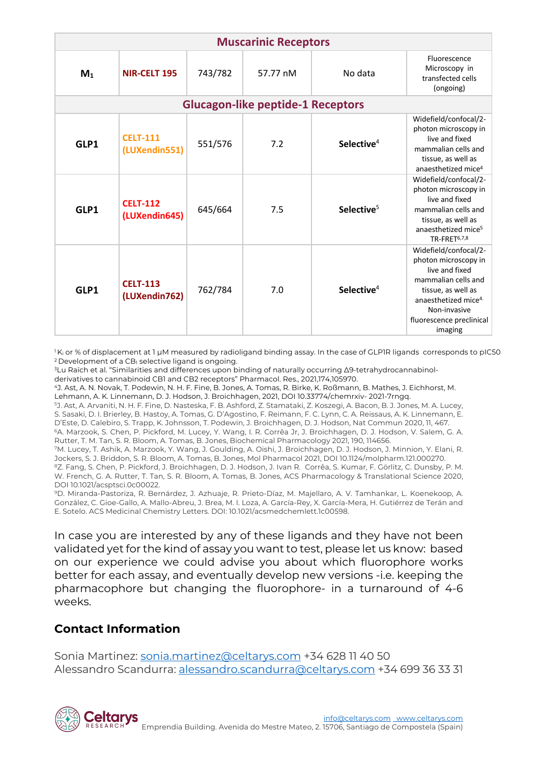| | | | | | |
|---|---|---|---|---|---|
| **Muscarinic Receptors** | | | | | |
| **$M_1$** | **NIR-CELT 195** | 743/782 | 57.77 nM | No data | Fluorescence Microscopy in transfected cells (ongoing) |
| **Glucagon-like peptide-1 Receptors** | | | | | |
| **GLP1** | **CELT-111 (LUXendin551)** | 551/576 | 7.2 | **Selective**[4] | Widefield/confocal/2-photon microscopy in live and fixed mammalian cells and tissue, as well as anaesthetized mice[4] |
| **GLP1** | **CELT-112 (LUXendin645)** | 645/664 | 7.5 | **Selective**[5] | Widefield/confocal/2-photon microscopy in live and fixed mammalian cells and tissue, as well as anaesthetized mice[5] TR-FRET[6,7,8] |
| **GLP1** | **CELT-113 (LUXendin762)** | 762/784 | 7.0 | **Selective**[4] | Widefield/confocal/2-photon microscopy in live and fixed mammalian cells and tissue, as well as anaesthetized mice[4]. Non-invasive fluorescence preclinical imaging |

[1] $K_i$ or % of displacement at 1 µM measured by radioligand binding assay. In the case of GLP1R ligands corresponds to pIC50
[2] Development of a $CB_1$ selective ligand is ongoing.
[3] Lu Raïch et al. "Similarities and differences upon binding of naturally occurring Δ9-tetrahydrocannabinol-derivatives to cannabinoid CB1 and CB2 receptors" Pharmacol. Res., 2021,174,105970.
[4] J. Ast, A. N. Novak, T. Podewin, N. H. F. Fine, B. Jones, A. Tomas, R. Birke, K. Roßmann, B. Mathes, J. Eichhorst, M. Lehmann, A. K. Linnemann, D. J. Hodson, J. Broichhagen, 2021, DOI 10.33774/chemrxiv- 2021-7rngq.
[5] J. Ast, A. Arvaniti, N. H. F. Fine, D. Nasteska, F. B. Ashford, Z. Stamataki, Z. Koszegi, A. Bacon, B. J. Jones, M. A. Lucey, S. Sasaki, D. I. Brierley, B. Hastoy, A. Tomas, G. D'Agostino, F. Reimann, F. C. Lynn, C. A. Reissaus, A. K. Linnemann, E. D'Este, D. Calebiro, S. Trapp, K. Johnsson, T. Podewin, J. Broichhagen, D. J. Hodson, Nat Commun 2020, 11, 467.
[6] A. Marzook, S. Chen, P. Pickford, M. Lucey, Y. Wang, I. R. Corrêa Jr, J. Broichhagen, D. J. Hodson, V. Salem, G. A. Rutter, T. M. Tan, S. R. Bloom, A. Tomas, B. Jones, Biochemical Pharmacology 2021, 190, 114656.
[7] M. Lucey, T. Ashik, A. Marzook, Y. Wang, J. Goulding, A. Oishi, J. Broichhagen, D. J. Hodson, J. Minnion, Y. Elani, R. Jockers, S. J. Briddon, S. R. Bloom, A. Tomas, B. Jones, Mol Pharmacol 2021, DOI 10.1124/molpharm.121.000270.
[8] Z. Fang, S. Chen, P. Pickford, J. Broichhagen, D. J. Hodson, J. Ivan R. Corrêa, S. Kumar, F. Görlitz, C. Dunsby, P. M. W. French, G. A. Rutter, T. Tan, S. R. Bloom, A. Tomas, B. Jones, ACS Pharmacology & Translational Science 2020, DOI 10.1021/acsptsci.0c00022.
[9] D. Miranda-Pastoriza, R. Bernárdez, J. Azhuaje, R. Prieto-Díaz, M. Majellaro, A. V. Tamhankar, L. Koenekoop, A. González, C. Gioe-Gallo, A. Mallo-Abreu, J. Brea, M. I. Loza, A. García-Rey, X. García-Mera, H. Gutiérrez de Terán and E. Sotelo. ACS Medicinal Chemistry Letters. DOI: 10.1021/acsmedchemlett.1c00598.

In case you are interested by any of these ligands and they have not been validated yet for the kind of assay you want to test, please let us know: based on our experience we could advise you about which fluorophore works better for each assay, and eventually develop new versions -i.e. keeping the pharmacophore but changing the fluorophore- in a turnaround of 4-6 weeks.

## Contact Information

Sonia Martinez: sonia.martinez@celtarys.com +34 628 11 40 50
Alessandro Scandurra: alessandro.scandurra@celtarys.com +34 699 36 33 31

Celtarys RESEARCH

info@celtarys.com www.celtarys.com
Emprendia Building. Avenida do Mestre Mateo, 2. 15706, Santiago de Compostela (Spain)